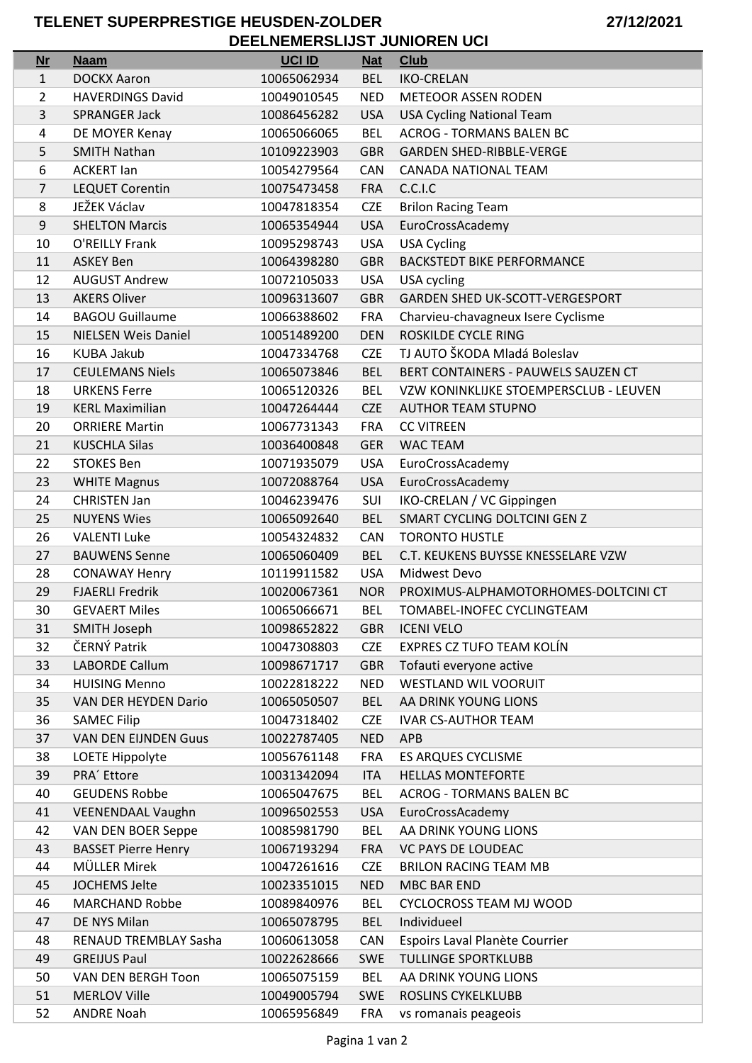# TELENET SUPERPRESTIGE HEUSDEN-ZOLDER

27/12/2021

## DEELNEMERSLIJST JUNIOREN UCI

| Nr | Naam | UCI ID | Nat | Club |
|---|---|---|---|---|
| 1 | DOCKX Aaron | 10065062934 | BEL | IKO-CRELAN |
| 2 | HAVERDINGS David | 10049010545 | NED | METEOOR ASSEN RODEN |
| 3 | SPRANGER Jack | 10086456282 | USA | USA Cycling National Team |
| 4 | DE MOYER Kenay | 10065066065 | BEL | ACROG - TORMANS BALEN BC |
| 5 | SMITH Nathan | 10109223903 | GBR | GARDEN SHED-RIBBLE-VERGE |
| 6 | ACKERT Ian | 10054279564 | CAN | CANADA NATIONAL TEAM |
| 7 | LEQUET Corentin | 10075473458 | FRA | C.C.I.C |
| 8 | JEŽEK Václav | 10047818354 | CZE | Brilon Racing Team |
| 9 | SHELTON Marcis | 10065354944 | USA | EuroCrossAcademy |
| 10 | O'REILLY Frank | 10095298743 | USA | USA Cycling |
| 11 | ASKEY Ben | 10064398280 | GBR | BACKSTEDT BIKE PERFORMANCE |
| 12 | AUGUST Andrew | 10072105033 | USA | USA cycling |
| 13 | AKERS Oliver | 10096313607 | GBR | GARDEN SHED UK-SCOTT-VERGESPORT |
| 14 | BAGOU Guillaume | 10066388602 | FRA | Charvieu-chavagneux Isere Cyclisme |
| 15 | NIELSEN Weis Daniel | 10051489200 | DEN | ROSKILDE CYCLE RING |
| 16 | KUBA Jakub | 10047334768 | CZE | TJ AUTO ŠKODA Mladá Boleslav |
| 17 | CEULEMANS Niels | 10065073846 | BEL | BERT CONTAINERS - PAUWELS SAUZEN CT |
| 18 | URKENS Ferre | 10065120326 | BEL | VZW KONINKLIJKE STOEMPERSCLUB - LEUVEN |
| 19 | KERL Maximilian | 10047264444 | CZE | AUTHOR TEAM STUPNO |
| 20 | ORRIERE Martin | 10067731343 | FRA | CC VITREEN |
| 21 | KUSCHLA Silas | 10036400848 | GER | WAC TEAM |
| 22 | STOKES Ben | 10071935079 | USA | EuroCrossAcademy |
| 23 | WHITE Magnus | 10072088764 | USA | EuroCrossAcademy |
| 24 | CHRISTEN Jan | 10046239476 | SUI | IKO-CRELAN / VC Gippingen |
| 25 | NUYENS Wies | 10065092640 | BEL | SMART CYCLING DOLTCINI GEN Z |
| 26 | VALENTI Luke | 10054324832 | CAN | TORONTO HUSTLE |
| 27 | BAUWENS Senne | 10065060409 | BEL | C.T. KEUKENS BUYSSE KNESSELARE VZW |
| 28 | CONAWAY Henry | 10119911582 | USA | Midwest Devo |
| 29 | FJAERLI Fredrik | 10020067361 | NOR | PROXIMUS-ALPHAMOTORHOMES-DOLTCINI CT |
| 30 | GEVAERT Miles | 10065066671 | BEL | TOMABEL-INOFEC CYCLINGTEAM |
| 31 | SMITH Joseph | 10098652822 | GBR | ICENI VELO |
| 32 | ČERNÝ Patrik | 10047308803 | CZE | EXPRES CZ TUFO TEAM KOLÍN |
| 33 | LABORDE Callum | 10098671717 | GBR | Tofauti everyone active |
| 34 | HUISING Menno | 10022818222 | NED | WESTLAND WIL VOORUIT |
| 35 | VAN DER HEYDEN Dario | 10065050507 | BEL | AA DRINK YOUNG LIONS |
| 36 | SAMEC Filip | 10047318402 | CZE | IVAR CS-AUTHOR TEAM |
| 37 | VAN DEN EIJNDEN Guus | 10022787405 | NED | APB |
| 38 | LOETE Hippolyte | 10056761148 | FRA | ES ARQUES CYCLISME |
| 39 | PRA´ Ettore | 10031342094 | ITA | HELLAS MONTEFORTE |
| 40 | GEUDENS Robbe | 10065047675 | BEL | ACROG - TORMANS BALEN BC |
| 41 | VEENENDAAL Vaughn | 10096502553 | USA | EuroCrossAcademy |
| 42 | VAN DEN BOER Seppe | 10085981790 | BEL | AA DRINK YOUNG LIONS |
| 43 | BASSET Pierre Henry | 10067193294 | FRA | VC PAYS DE LOUDEAC |
| 44 | MÜLLER Mirek | 10047261616 | CZE | BRILON RACING TEAM MB |
| 45 | JOCHEMS Jelte | 10023351015 | NED | MBC BAR END |
| 46 | MARCHAND Robbe | 10089840976 | BEL | CYCLOCROSS TEAM MJ WOOD |
| 47 | DE NYS Milan | 10065078795 | BEL | Individueel |
| 48 | RENAUD TREMBLAY Sasha | 10060613058 | CAN | Espoirs Laval Planète Courrier |
| 49 | GREIJUS Paul | 10022628666 | SWE | TULLINGE SPORTKLUBB |
| 50 | VAN DEN BERGH Toon | 10065075159 | BEL | AA DRINK YOUNG LIONS |
| 51 | MERLOV Ville | 10049005794 | SWE | ROSLINS CYKELKLUBB |
| 52 | ANDRE Noah | 10065956849 | FRA | vs romanais peageois |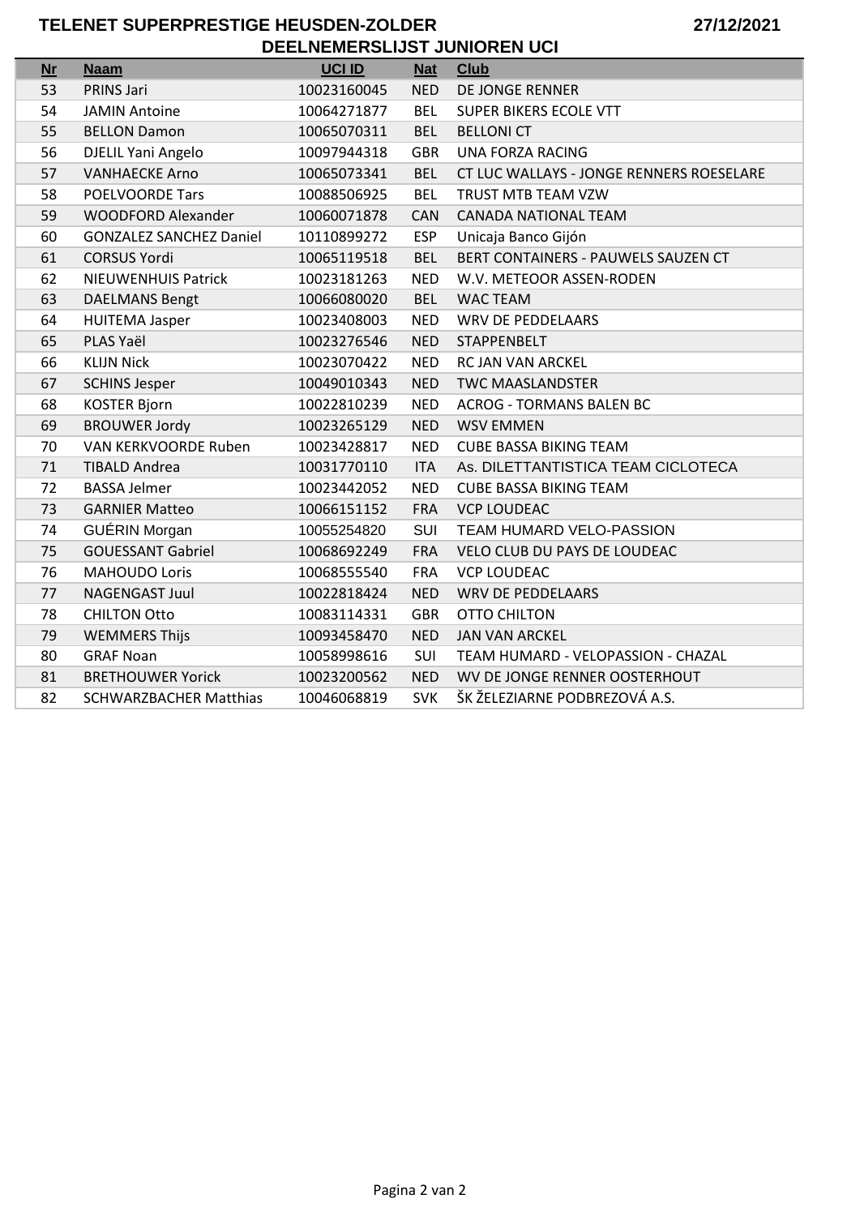**TELENET SUPERPRESTIGE HEUSDEN-ZOLDER** **27/12/2021**

**DEELNEMERSLIJST JUNIOREN UCI**

| Nr | Naam | UCI ID | Nat | Club |
|---|---|---|---|---|
| 53 | PRINS Jari | 10023160045 | NED | DE JONGE RENNER |
| 54 | JAMIN Antoine | 10064271877 | BEL | SUPER BIKERS ECOLE VTT |
| 55 | BELLON Damon | 10065070311 | BEL | BELLONI CT |
| 56 | DJELIL Yani Angelo | 10097944318 | GBR | UNA FORZA RACING |
| 57 | VANHAECKE Arno | 10065073341 | BEL | CT LUC WALLAYS - JONGE RENNERS ROESELARE |
| 58 | POELVOORDE Tars | 10088506925 | BEL | TRUST MTB TEAM VZW |
| 59 | WOODFORD Alexander | 10060071878 | CAN | CANADA NATIONAL TEAM |
| 60 | GONZALEZ SANCHEZ Daniel | 10110899272 | ESP | Unicaja Banco Gijón |
| 61 | CORSUS Yordi | 10065119518 | BEL | BERT CONTAINERS - PAUWELS SAUZEN CT |
| 62 | NIEUWENHUIS Patrick | 10023181263 | NED | W.V. METEOOR ASSEN-RODEN |
| 63 | DAELMANS Bengt | 10066080020 | BEL | WAC TEAM |
| 64 | HUITEMA Jasper | 10023408003 | NED | WRV DE PEDDELAARS |
| 65 | PLAS Yaël | 10023276546 | NED | STAPPENBELT |
| 66 | KLIJN Nick | 10023070422 | NED | RC JAN VAN ARCKEL |
| 67 | SCHINS Jesper | 10049010343 | NED | TWC MAASLANDSTER |
| 68 | KOSTER Bjorn | 10022810239 | NED | ACROG - TORMANS BALEN BC |
| 69 | BROUWER Jordy | 10023265129 | NED | WSV EMMEN |
| 70 | VAN KERKVOORDE Ruben | 10023428817 | NED | CUBE BASSA BIKING TEAM |
| 71 | TIBALD Andrea | 10031770110 | ITA | As. DILETTANTISTICA TEAM CICLOTECA |
| 72 | BASSA Jelmer | 10023442052 | NED | CUBE BASSA BIKING TEAM |
| 73 | GARNIER Matteo | 10066151152 | FRA | VCP LOUDEAC |
| 74 | GUÉRIN Morgan | 10055254820 | SUI | TEAM HUMARD VELO-PASSION |
| 75 | GOUESSANT Gabriel | 10068692249 | FRA | VELO CLUB DU PAYS DE LOUDEAC |
| 76 | MAHOUDO Loris | 10068555540 | FRA | VCP LOUDEAC |
| 77 | NAGENGAST Juul | 10022818424 | NED | WRV DE PEDDELAARS |
| 78 | CHILTON Otto | 10083114331 | GBR | OTTO CHILTON |
| 79 | WEMMERS Thijs | 10093458470 | NED | JAN VAN ARCKEL |
| 80 | GRAF Noan | 10058998616 | SUI | TEAM HUMARD - VELOPASSION - CHAZAL |
| 81 | BRETHOUWER Yorick | 10023200562 | NED | WV DE JONGE RENNER OOSTERHOUT |
| 82 | SCHWARZBACHER Matthias | 10046068819 | SVK | ŠK ŽELEZIARNE PODBREZOVÁ A.S. |